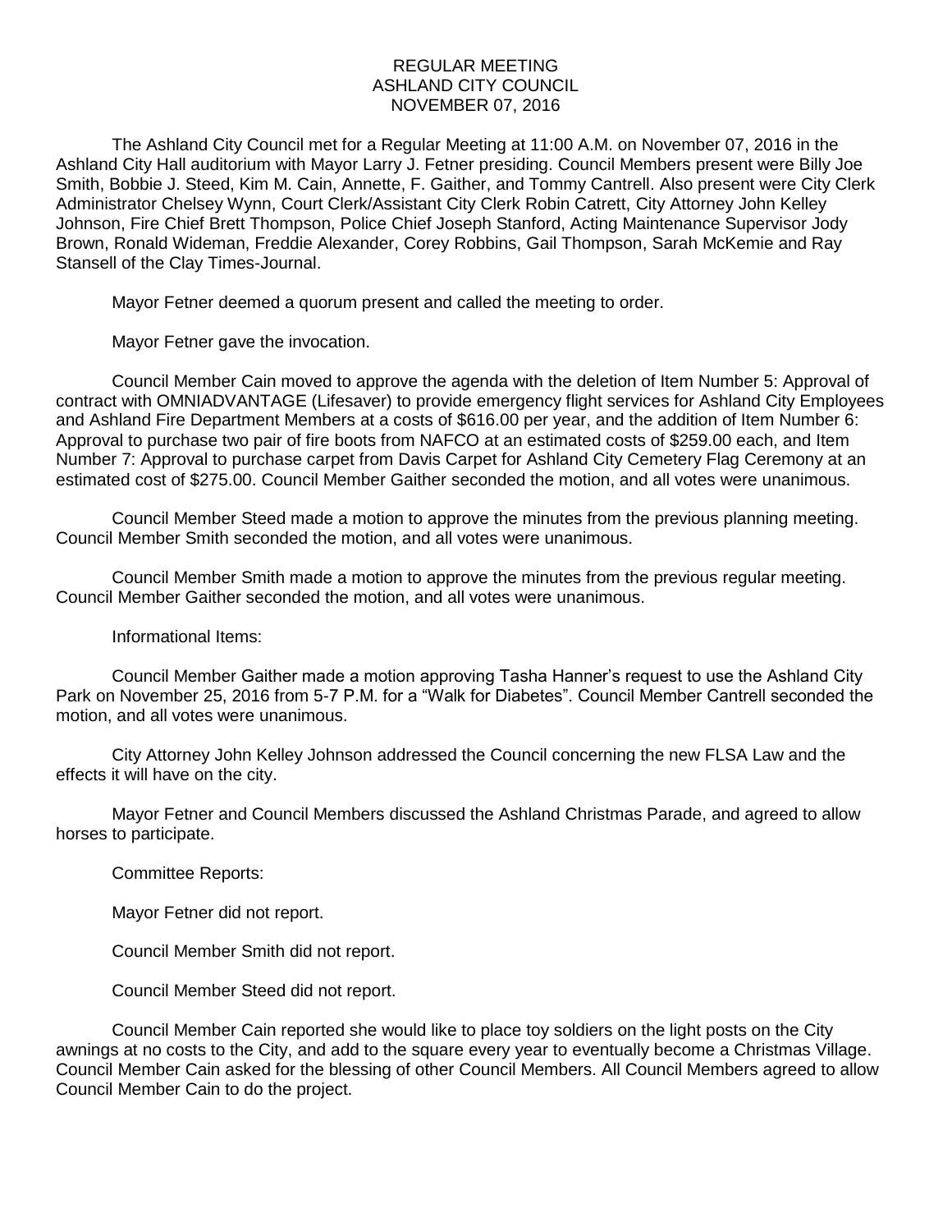# REGULAR MEETING
# ASHLAND CITY COUNCIL
# NOVEMBER 07, 2016

The Ashland City Council met for a Regular Meeting at 11:00 A.M. on November 07, 2016 in the Ashland City Hall auditorium with Mayor Larry J. Fetner presiding. Council Members present were Billy Joe Smith, Bobbie J. Steed, Kim M. Cain, Annette, F. Gaither, and Tommy Cantrell. Also present were City Clerk Administrator Chelsey Wynn, Court Clerk/Assistant City Clerk Robin Catrett, City Attorney John Kelley Johnson, Fire Chief Brett Thompson, Police Chief Joseph Stanford, Acting Maintenance Supervisor Jody Brown, Ronald Wideman, Freddie Alexander, Corey Robbins, Gail Thompson, Sarah McKemie and Ray Stansell of the Clay Times-Journal.

Mayor Fetner deemed a quorum present and called the meeting to order.

Mayor Fetner gave the invocation.

Council Member Cain moved to approve the agenda with the deletion of Item Number 5: Approval of contract with OMNIADVANTAGE (Lifesaver) to provide emergency flight services for Ashland City Employees and Ashland Fire Department Members at a costs of $616.00 per year, and the addition of Item Number 6: Approval to purchase two pair of fire boots from NAFCO at an estimated costs of $259.00 each, and Item Number 7: Approval to purchase carpet from Davis Carpet for Ashland City Cemetery Flag Ceremony at an estimated cost of $275.00. Council Member Gaither seconded the motion, and all votes were unanimous.

Council Member Steed made a motion to approve the minutes from the previous planning meeting. Council Member Smith seconded the motion, and all votes were unanimous.

Council Member Smith made a motion to approve the minutes from the previous regular meeting. Council Member Gaither seconded the motion, and all votes were unanimous.

Informational Items:

Council Member Gaither made a motion approving Tasha Hanner's request to use the Ashland City Park on November 25, 2016 from 5-7 P.M. for a "Walk for Diabetes". Council Member Cantrell seconded the motion, and all votes were unanimous.

City Attorney John Kelley Johnson addressed the Council concerning the new FLSA Law and the effects it will have on the city.

Mayor Fetner and Council Members discussed the Ashland Christmas Parade, and agreed to allow horses to participate.

Committee Reports:

Mayor Fetner did not report.

Council Member Smith did not report.

Council Member Steed did not report.

Council Member Cain reported she would like to place toy soldiers on the light posts on the City awnings at no costs to the City, and add to the square every year to eventually become a Christmas Village. Council Member Cain asked for the blessing of other Council Members. All Council Members agreed to allow Council Member Cain to do the project.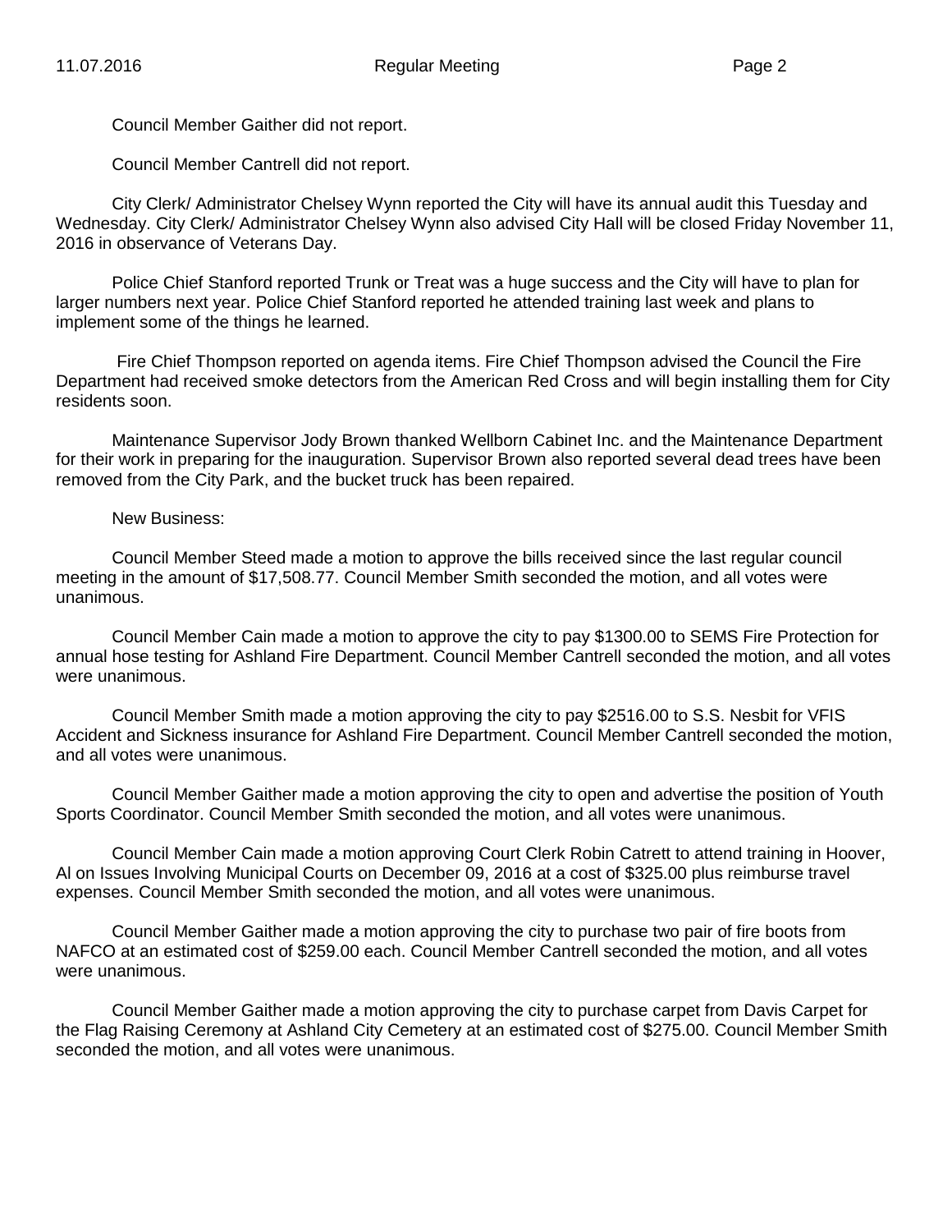Council Member Gaither did not report.

Council Member Cantrell did not report.

City Clerk/ Administrator Chelsey Wynn reported the City will have its annual audit this Tuesday and Wednesday. City Clerk/ Administrator Chelsey Wynn also advised City Hall will be closed Friday November 11, 2016 in observance of Veterans Day.

Police Chief Stanford reported Trunk or Treat was a huge success and the City will have to plan for larger numbers next year. Police Chief Stanford reported he attended training last week and plans to implement some of the things he learned.

Fire Chief Thompson reported on agenda items. Fire Chief Thompson advised the Council the Fire Department had received smoke detectors from the American Red Cross and will begin installing them for City residents soon.

Maintenance Supervisor Jody Brown thanked Wellborn Cabinet Inc. and the Maintenance Department for their work in preparing for the inauguration. Supervisor Brown also reported several dead trees have been removed from the City Park, and the bucket truck has been repaired.

New Business:

Council Member Steed made a motion to approve the bills received since the last regular council meeting in the amount of $17,508.77. Council Member Smith seconded the motion, and all votes were unanimous.

Council Member Cain made a motion to approve the city to pay $1300.00 to SEMS Fire Protection for annual hose testing for Ashland Fire Department. Council Member Cantrell seconded the motion, and all votes were unanimous.

Council Member Smith made a motion approving the city to pay $2516.00 to S.S. Nesbit for VFIS Accident and Sickness insurance for Ashland Fire Department. Council Member Cantrell seconded the motion, and all votes were unanimous.

Council Member Gaither made a motion approving the city to open and advertise the position of Youth Sports Coordinator. Council Member Smith seconded the motion, and all votes were unanimous.

Council Member Cain made a motion approving Court Clerk Robin Catrett to attend training in Hoover, Al on Issues Involving Municipal Courts on December 09, 2016 at a cost of $325.00 plus reimburse travel expenses. Council Member Smith seconded the motion, and all votes were unanimous.

Council Member Gaither made a motion approving the city to purchase two pair of fire boots from NAFCO at an estimated cost of $259.00 each. Council Member Cantrell seconded the motion, and all votes were unanimous.

Council Member Gaither made a motion approving the city to purchase carpet from Davis Carpet for the Flag Raising Ceremony at Ashland City Cemetery at an estimated cost of $275.00. Council Member Smith seconded the motion, and all votes were unanimous.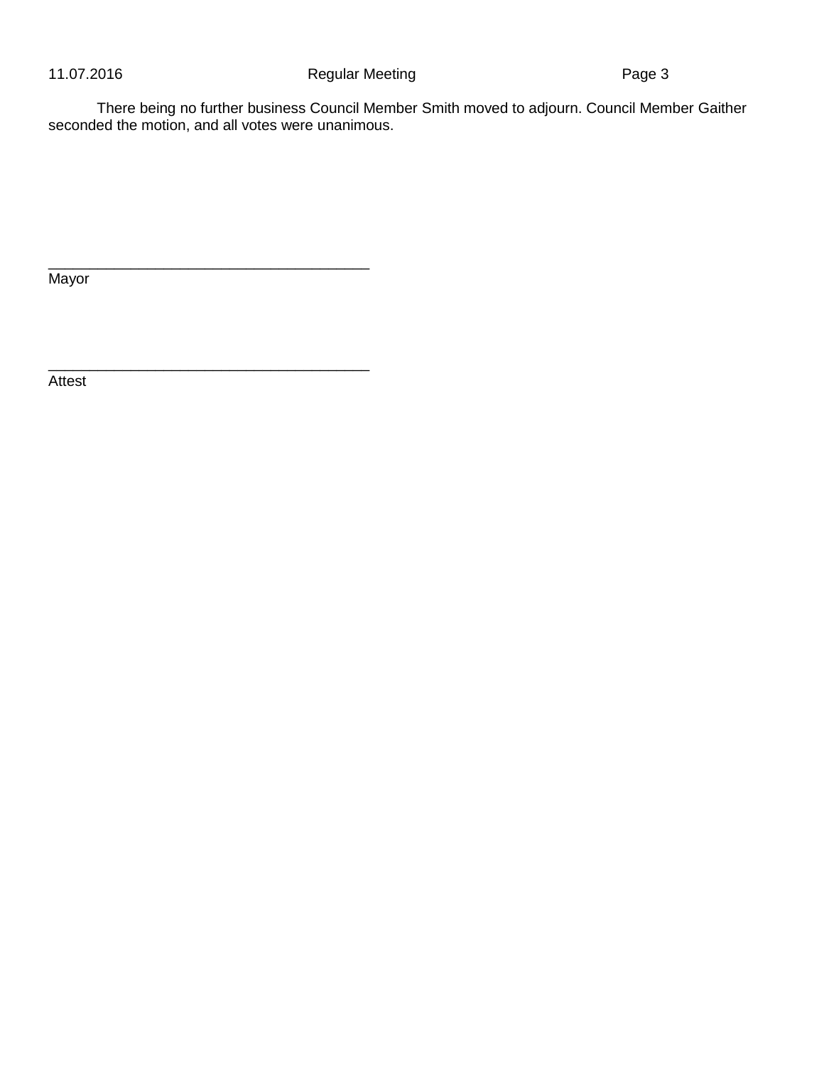There being no further business Council Member Smith moved to adjourn. Council Member Gaither seconded the motion, and all votes were unanimous.

_______________________________________
Mayor

_______________________________________
Attest